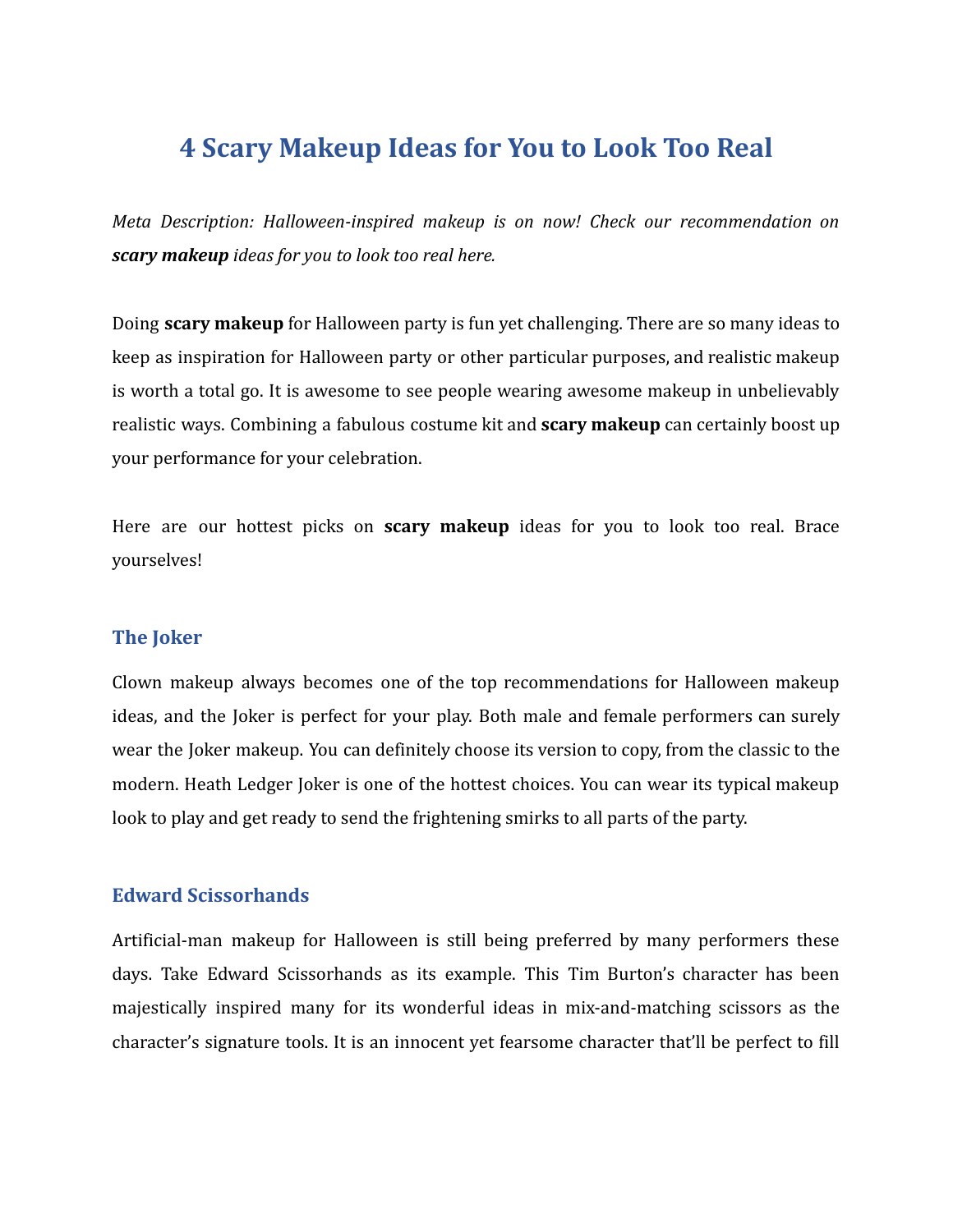# 4 Scary Makeup Ideas for You to Look Too Real

*Meta Description: Halloween-inspired makeup is on now! Check our recommendation on **scary makeup** ideas for you to look too real here.*

Doing **scary makeup** for Halloween party is fun yet challenging. There are so many ideas to keep as inspiration for Halloween party or other particular purposes, and realistic makeup is worth a total go. It is awesome to see people wearing awesome makeup in unbelievably realistic ways. Combining a fabulous costume kit and **scary makeup** can certainly boost up your performance for your celebration.

Here are our hottest picks on **scary makeup** ideas for you to look too real. Brace yourselves!

## The Joker

Clown makeup always becomes one of the top recommendations for Halloween makeup ideas, and the Joker is perfect for your play. Both male and female performers can surely wear the Joker makeup. You can definitely choose its version to copy, from the classic to the modern. Heath Ledger Joker is one of the hottest choices. You can wear its typical makeup look to play and get ready to send the frightening smirks to all parts of the party.

## Edward Scissorhands

Artificial-man makeup for Halloween is still being preferred by many performers these days. Take Edward Scissorhands as its example. This Tim Burton's character has been majestically inspired many for its wonderful ideas in mix-and-matching scissors as the character's signature tools. It is an innocent yet fearsome character that'll be perfect to fill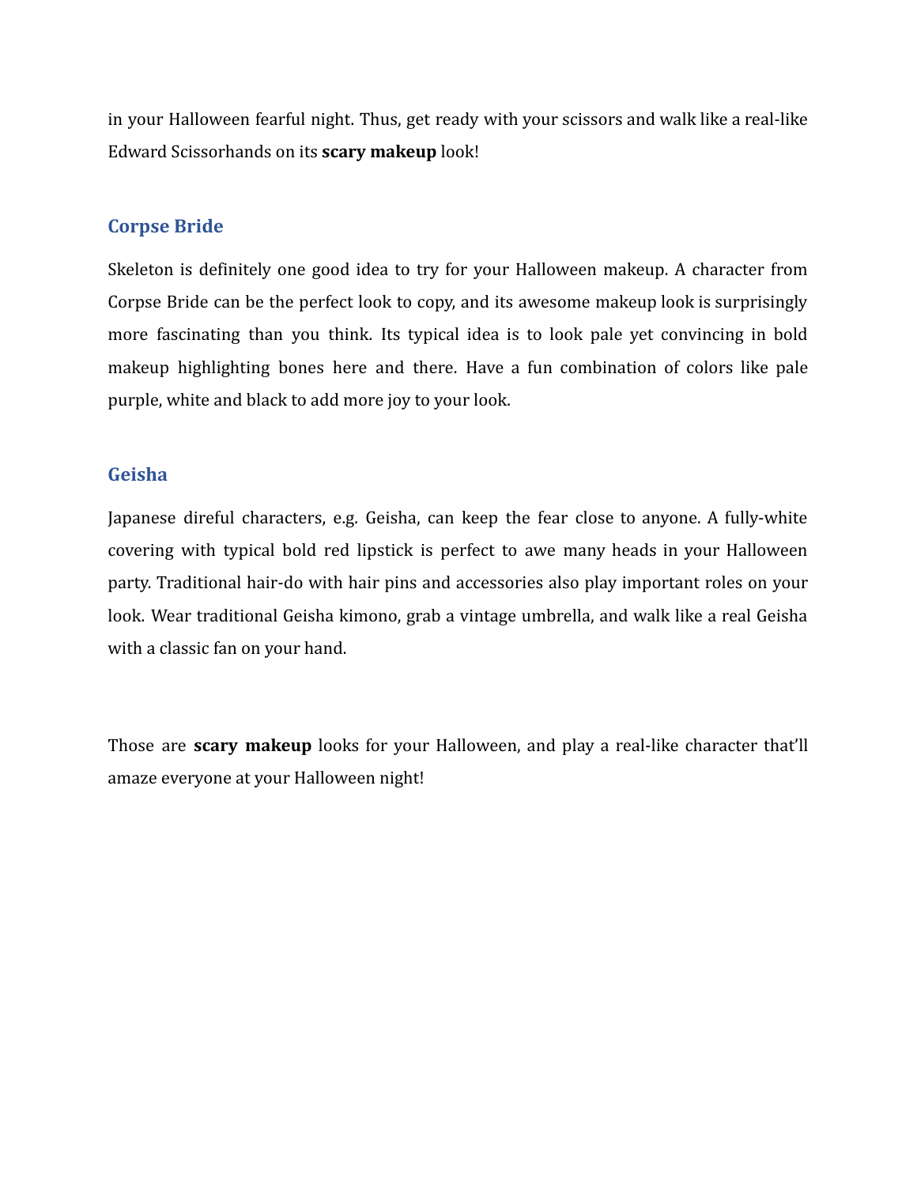in your Halloween fearful night. Thus, get ready with your scissors and walk like a real-like Edward Scissorhands on its **scary makeup** look!

## Corpse Bride

Skeleton is definitely one good idea to try for your Halloween makeup. A character from Corpse Bride can be the perfect look to copy, and its awesome makeup look is surprisingly more fascinating than you think. Its typical idea is to look pale yet convincing in bold makeup highlighting bones here and there. Have a fun combination of colors like pale purple, white and black to add more joy to your look.

## Geisha

Japanese direful characters, e.g. Geisha, can keep the fear close to anyone. A fully-white covering with typical bold red lipstick is perfect to awe many heads in your Halloween party. Traditional hair-do with hair pins and accessories also play important roles on your look. Wear traditional Geisha kimono, grab a vintage umbrella, and walk like a real Geisha with a classic fan on your hand.

Those are **scary makeup** looks for your Halloween, and play a real-like character that'll amaze everyone at your Halloween night!